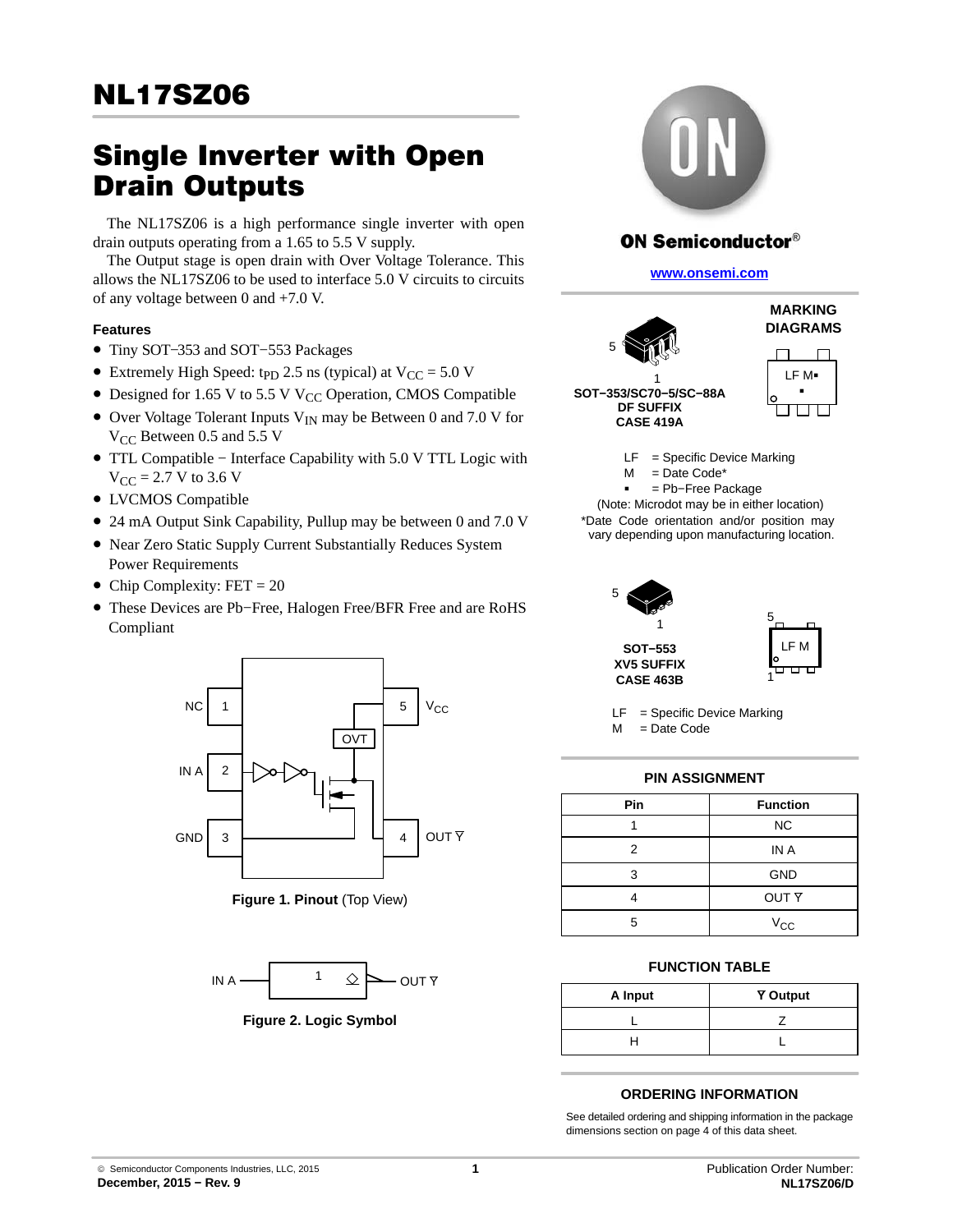# NL17SZ06

# Single Inverter with Open Drain Outputs

The NL17SZ06 is a high performance single inverter with open drain outputs operating from a 1.65 to 5.5 V supply.

The Output stage is open drain with Over Voltage Tolerance. This allows the NL17SZ06 to be used to interface 5.0 V circuits to circuits of any voltage between 0 and +7.0 V.

## Features

- Tiny SOT−353 and SOT−553 Packages
- Extremely High Speed: $t_{PD}$ 2.5 ns (typical) at $V_{CC}$ = 5.0 V
- Designed for 1.65 V to 5.5 V $V_{CC}$ Operation, CMOS Compatible
- Over Voltage Tolerant Inputs $V_{IN}$ may be Between 0 and 7.0 V for $V_{CC}$ Between 0.5 and 5.5 V
- TTL Compatible − Interface Capability with 5.0 V TTL Logic with $V_{CC}$ = 2.7 V to 3.6 V
- LVCMOS Compatible
- 24 mA Output Sink Capability, Pullup may be between 0 and 7.0 V
- Near Zero Static Supply Current Substantially Reduces System Power Requirements
- Chip Complexity: FET = 20
- These Devices are Pb−Free, Halogen Free/BFR Free and are RoHS Compliant

**Figure 1. Pinout** (Top View)

**Figure 2. Logic Symbol**

**ON Semiconductor®**

www.onsemi.com

**MARKING DIAGRAMS**

**SOT−353/SC70−5/SC−88A**
**DF SUFFIX**
**CASE 419A**

LF = Specific Device Marking
M = Date Code*
▪ = Pb−Free Package
(Note: Microdot may be in either location)
*Date Code orientation and/or position may vary depending upon manufacturing location.

**SOT−553**
**XV5 SUFFIX**
**CASE 463B**

LF = Specific Device Marking
M = Date Code

**PIN ASSIGNMENT**

| Pin | Function |
|---|---|
| 1 | NC |
| 2 | IN A |
| 3 | GND |
| 4 | OUT $\overline{Y}$ |
| 5 | $V_{CC}$ |

**FUNCTION TABLE**

| A Input | $\overline{Y}$ Output |
|---|---|
| L | Z |
| H | L |

**ORDERING INFORMATION**

See detailed ordering and shipping information in the package dimensions section on page 4 of this data sheet.

© Semiconductor Components Industries, LLC, 2015
**December, 2015 − Rev. 9**

Publication Order Number:
**NL17SZ06/D**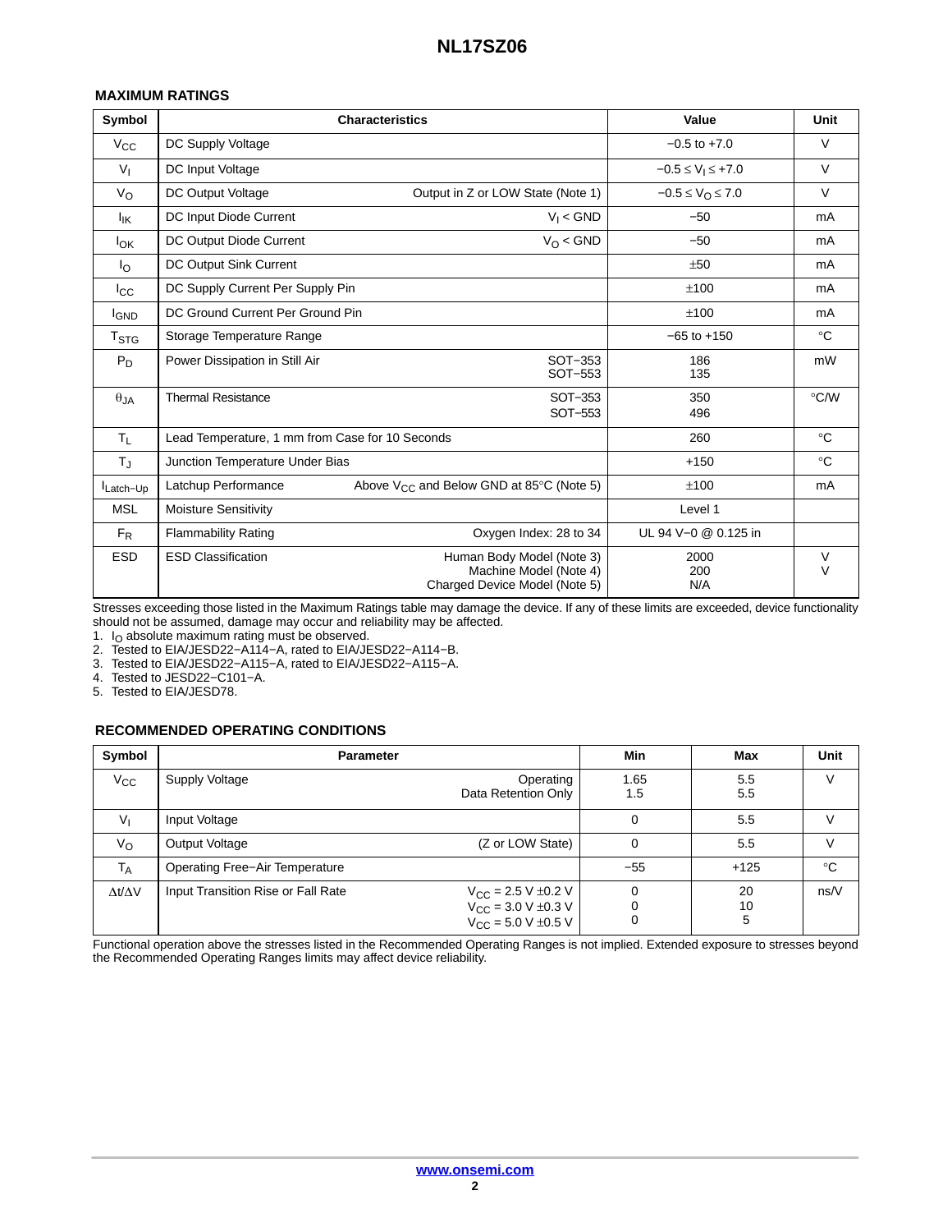### MAXIMUM RATINGS

| Symbol | Characteristics | | Value | Unit |
|---|---|---|---|---|
| $V_{CC}$ | DC Supply Voltage | | −0.5 to +7.0 | V |
| $V_I$ | DC Input Voltage | | $-0.5 \le V_I \le +7.0$ | V |
| $V_O$ | DC Output Voltage | Output in Z or LOW State (Note 1) | $-0.5 \le V_O \le 7.0$ | V |
| $I_{IK}$ | DC Input Diode Current | $V_I$ < GND | −50 | mA |
| $I_{OK}$ | DC Output Diode Current | $V_O$ < GND | −50 | mA |
| $I_O$ | DC Output Sink Current | | ±50 | mA |
| $I_{CC}$ | DC Supply Current Per Supply Pin | | ±100 | mA |
| $I_{GND}$ | DC Ground Current Per Ground Pin | | ±100 | mA |
| $T_{STG}$ | Storage Temperature Range | | −65 to +150 | °C |
| $P_D$ | Power Dissipation in Still Air | SOT−353<br>SOT−553 | 186<br>135 | mW |
| $\theta_{JA}$ | Thermal Resistance | SOT−353<br>SOT−553 | 350<br>496 | °C/W |
| $T_L$ | Lead Temperature, 1 mm from Case for 10 Seconds | | 260 | °C |
| $T_J$ | Junction Temperature Under Bias | | +150 | °C |
| $I_{Latch-Up}$ | Latchup Performance | Above $V_{CC}$ and Below GND at 85°C (Note 5) | ±100 | mA |
| MSL | Moisture Sensitivity | | Level 1 | |
| $F_R$ | Flammability Rating | Oxygen Index: 28 to 34 | UL 94 V−0 @ 0.125 in | |
| ESD | ESD Classification | Human Body Model (Note 3)<br>Machine Model (Note 4)<br>Charged Device Model (Note 5) | 2000<br>200<br>N/A | V<br>V |

Stresses exceeding those listed in the Maximum Ratings table may damage the device. If any of these limits are exceeded, device functionality should not be assumed, damage may occur and reliability may be affected.

1. $I_O$ absolute maximum rating must be observed.
2. Tested to EIA/JESD22−A114−A, rated to EIA/JESD22−A114−B.
3. Tested to EIA/JESD22−A115−A, rated to EIA/JESD22−A115−A.
4. Tested to JESD22−C101−A.
5. Tested to EIA/JESD78.

### RECOMMENDED OPERATING CONDITIONS

| Symbol | Parameter | | Min | Max | Unit |
|---|---|---|---|---|---|
| $V_{CC}$ | Supply Voltage | Operating<br>Data Retention Only | 1.65<br>1.5 | 5.5<br>5.5 | V |
| $V_I$ | Input Voltage | | 0 | 5.5 | V |
| $V_O$ | Output Voltage | (Z or LOW State) | 0 | 5.5 | V |
| $T_A$ | Operating Free−Air Temperature | | −55 | +125 | °C |
| $\Delta t/\Delta V$ | Input Transition Rise or Fall Rate | $V_{CC}$ = 2.5 V ±0.2 V<br>$V_{CC}$ = 3.0 V ±0.3 V<br>$V_{CC}$ = 5.0 V ±0.5 V | 0<br>0<br>0 | 20<br>10<br>5 | ns/V |

Functional operation above the stresses listed in the Recommended Operating Ranges is not implied. Extended exposure to stresses beyond the Recommended Operating Ranges limits may affect device reliability.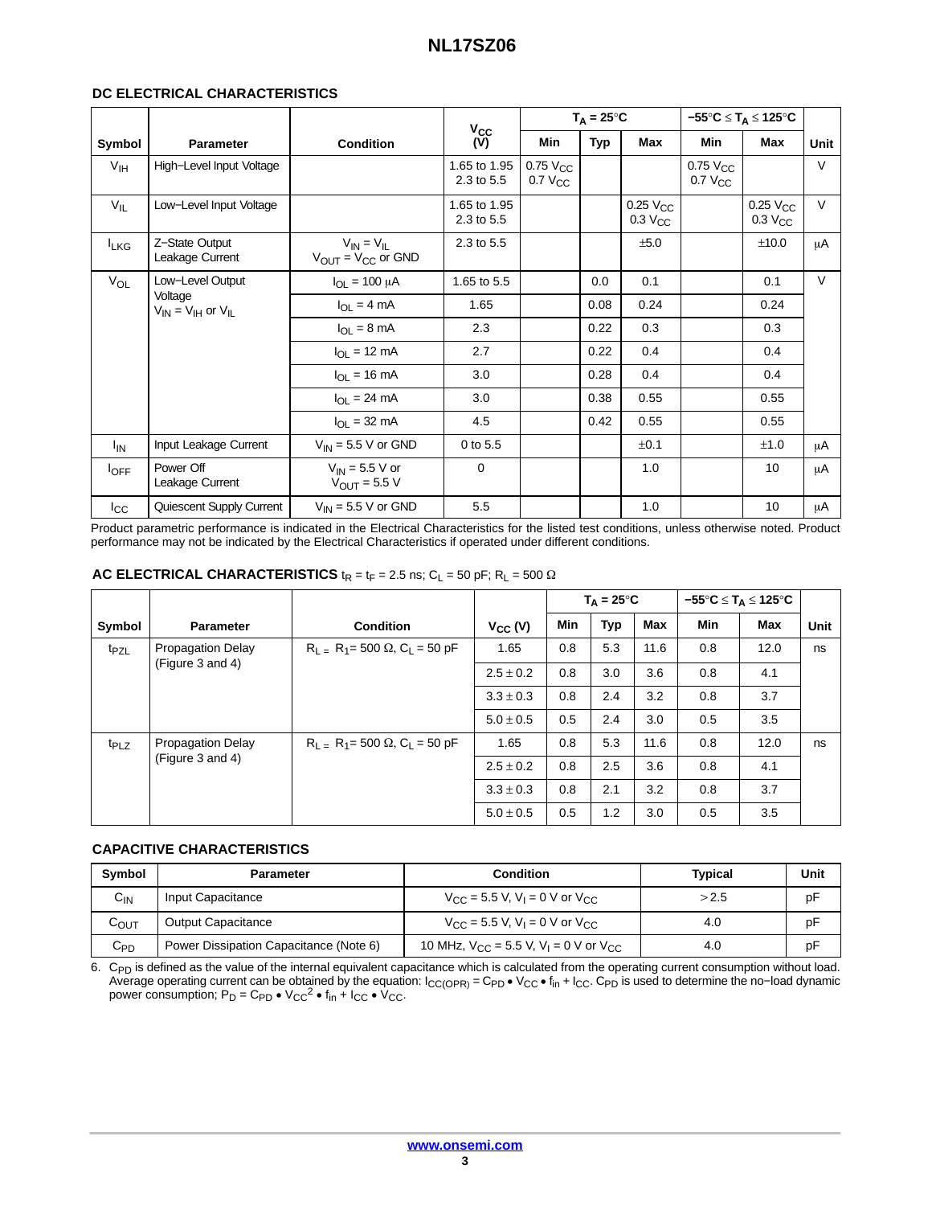## DC ELECTRICAL CHARACTERISTICS

| Symbol | Parameter | Condition | $V_{CC}$ (V) | $T_A = 25°C$ | | | $-55°C \le T_A \le 125°C$ | | Unit |
|---|---|---|---|---|---|---|---|---|---|
| | | | | Min | Typ | Max | Min | Max | |
| $V_{IH}$ | High–Level Input Voltage | | 1.65 to 1.95<br>2.3 to 5.5 | 0.75 $V_{CC}$<br>0.7 $V_{CC}$ | | | 0.75 $V_{CC}$<br>0.7 $V_{CC}$ | | V |
| $V_{IL}$ | Low–Level Input Voltage | | 1.65 to 1.95<br>2.3 to 5.5 | | | 0.25 $V_{CC}$<br>0.3 $V_{CC}$ | | 0.25 $V_{CC}$<br>0.3 $V_{CC}$ | V |
| $I_{LKG}$ | Z–State Output Leakage Current | $V_{IN} = V_{IL}$<br>$V_{OUT} = V_{CC}$ or GND | 2.3 to 5.5 | | | ±5.0 | | ±10.0 | μA |
| $V_{OL}$ | Low–Level Output Voltage $V_{IN} = V_{IH}$ or $V_{IL}$ | $I_{OL} = 100$ μA | 1.65 to 5.5 | | 0.0 | 0.1 | | 0.1 | V |
| | | $I_{OL} = 4$ mA | 1.65 | | 0.08 | 0.24 | | 0.24 | |
| | | $I_{OL} = 8$ mA | 2.3 | | 0.22 | 0.3 | | 0.3 | |
| | | $I_{OL} = 12$ mA | 2.7 | | 0.22 | 0.4 | | 0.4 | |
| | | $I_{OL} = 16$ mA | 3.0 | | 0.28 | 0.4 | | 0.4 | |
| | | $I_{OL} = 24$ mA | 3.0 | | 0.38 | 0.55 | | 0.55 | |
| | | $I_{OL} = 32$ mA | 4.5 | | 0.42 | 0.55 | | 0.55 | |
| $I_{IN}$ | Input Leakage Current | $V_{IN} = 5.5$ V or GND | 0 to 5.5 | | | ±0.1 | | ±1.0 | μA |
| $I_{OFF}$ | Power Off Leakage Current | $V_{IN} = 5.5$ V or<br>$V_{OUT} = 5.5$ V | 0 | | | 1.0 | | 10 | μA |
| $I_{CC}$ | Quiescent Supply Current | $V_{IN} = 5.5$ V or GND | 5.5 | | | 1.0 | | 10 | μA |

Product parametric performance is indicated in the Electrical Characteristics for the listed test conditions, unless otherwise noted. Product performance may not be indicated by the Electrical Characteristics if operated under different conditions.

## AC ELECTRICAL CHARACTERISTICS $t_R = t_F = 2.5$ ns; $C_L = 50$ pF; $R_L = 500\ \Omega$

| Symbol | Parameter | Condition | $V_{CC}$ (V) | $T_A = 25°C$ | | | $-55°C \le T_A \le 125°C$ | | Unit |
|---|---|---|---|---|---|---|---|---|---|
| | | | | Min | Typ | Max | Min | Max | |
| $t_{PZL}$ | Propagation Delay (Figure 3 and 4) | $R_L = R_1 = 500\ \Omega$, $C_L = 50$ pF | 1.65 | 0.8 | 5.3 | 11.6 | 0.8 | 12.0 | ns |
| | | | 2.5 ± 0.2 | 0.8 | 3.0 | 3.6 | 0.8 | 4.1 | |
| | | | 3.3 ± 0.3 | 0.8 | 2.4 | 3.2 | 0.8 | 3.7 | |
| | | | 5.0 ± 0.5 | 0.5 | 2.4 | 3.0 | 0.5 | 3.5 | |
| $t_{PLZ}$ | Propagation Delay (Figure 3 and 4) | $R_L = R_1 = 500\ \Omega$, $C_L = 50$ pF | 1.65 | 0.8 | 5.3 | 11.6 | 0.8 | 12.0 | ns |
| | | | 2.5 ± 0.2 | 0.8 | 2.5 | 3.6 | 0.8 | 4.1 | |
| | | | 3.3 ± 0.3 | 0.8 | 2.1 | 3.2 | 0.8 | 3.7 | |
| | | | 5.0 ± 0.5 | 0.5 | 1.2 | 3.0 | 0.5 | 3.5 | |

## CAPACITIVE CHARACTERISTICS

| Symbol | Parameter | Condition | Typical | Unit |
|---|---|---|---|---|
| $C_{IN}$ | Input Capacitance | $V_{CC} = 5.5$ V, $V_I = 0$ V or $V_{CC}$ | > 2.5 | pF |
| $C_{OUT}$ | Output Capacitance | $V_{CC} = 5.5$ V, $V_I = 0$ V or $V_{CC}$ | 4.0 | pF |
| $C_{PD}$ | Power Dissipation Capacitance (Note 6) | 10 MHz, $V_{CC} = 5.5$ V, $V_I = 0$ V or $V_{CC}$ | 4.0 | pF |

6. $C_{PD}$ is defined as the value of the internal equivalent capacitance which is calculated from the operating current consumption without load. Average operating current can be obtained by the equation: $I_{CC(OPR)} = C_{PD} \bullet V_{CC} \bullet f_{in} + I_{CC}$. $C_{PD}$ is used to determine the no–load dynamic power consumption; $P_D = C_{PD} \bullet V_{CC}^2 \bullet f_{in} + I_{CC} \bullet V_{CC}$.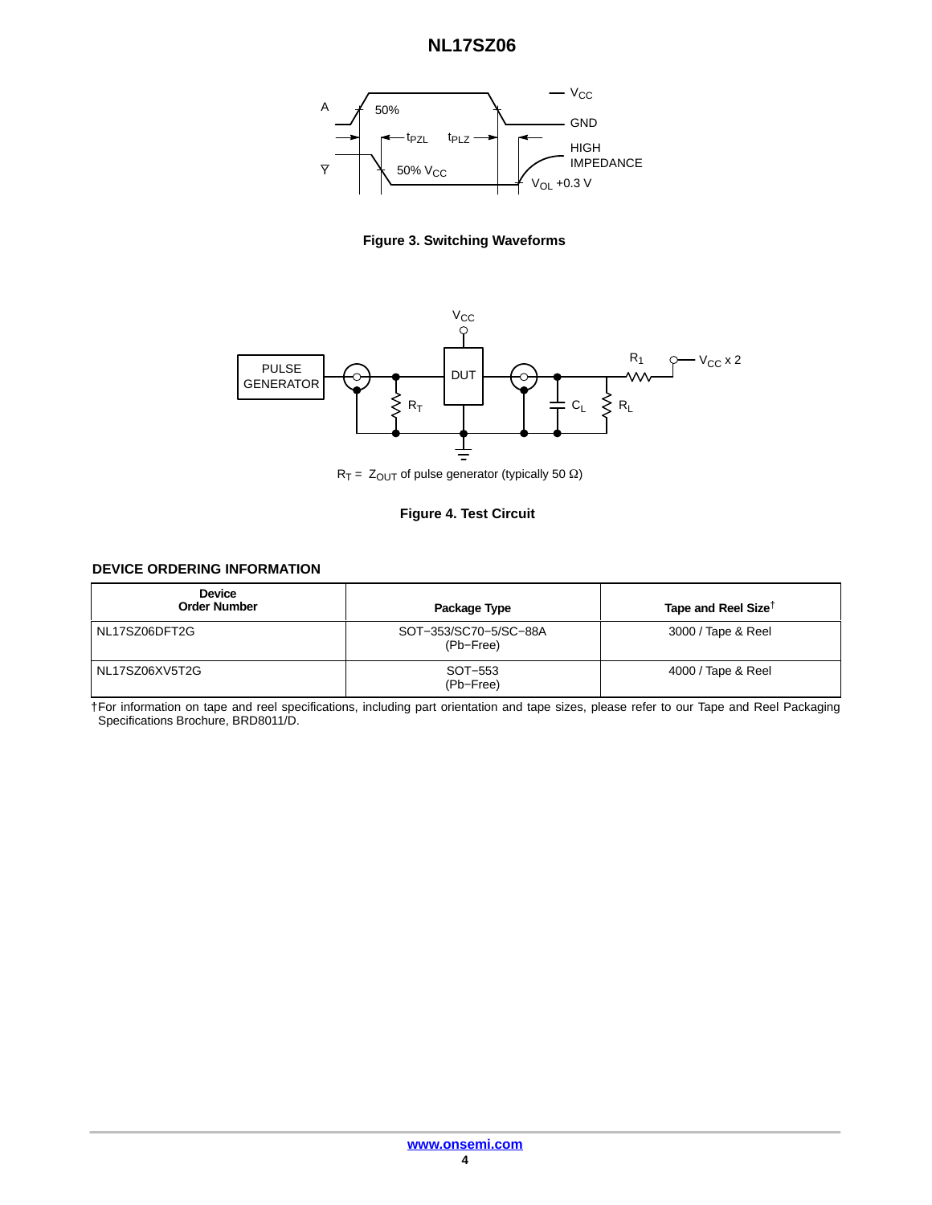Figure 3. Switching Waveforms

$R_T = Z_{OUT}$ of pulse generator (typically 50 Ω)

Figure 4. Test Circuit

### DEVICE ORDERING INFORMATION

| Device Order Number | Package Type | Tape and Reel Size† |
|---|---|---|
| NL17SZ06DFT2G | SOT−353/SC70−5/SC−88A (Pb−Free) | 3000 / Tape & Reel |
| NL17SZ06XV5T2G | SOT−553 (Pb−Free) | 4000 / Tape & Reel |

†For information on tape and reel specifications, including part orientation and tape sizes, please refer to our Tape and Reel Packaging Specifications Brochure, BRD8011/D.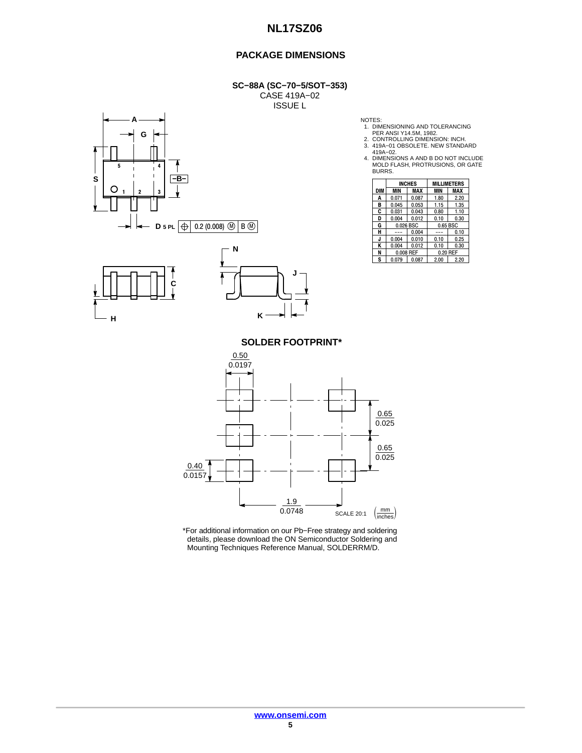## PACKAGE DIMENSIONS

**SC−88A (SC−70−5/SOT−353)**
CASE 419A−02
ISSUE L

NOTES:
1. DIMENSIONING AND TOLERANCING PER ANSI Y14.5M, 1982.
2. CONTROLLING DIMENSION: INCH.
3. 419A−01 OBSOLETE. NEW STANDARD 419A−02.
4. DIMENSIONS A AND B DO NOT INCLUDE MOLD FLASH, PROTRUSIONS, OR GATE BURRS.

| DIM | INCHES MIN | INCHES MAX | MILLIMETERS MIN | MILLIMETERS MAX |
|---|---|---|---|---|
| A | 0.071 | 0.087 | 1.80 | 2.20 |
| B | 0.045 | 0.053 | 1.15 | 1.35 |
| C | 0.031 | 0.043 | 0.80 | 1.10 |
| D | 0.004 | 0.012 | 0.10 | 0.30 |
| G | 0.026 BSC | | 0.65 BSC | |
| H | --- | 0.004 | --- | 0.10 |
| J | 0.004 | 0.010 | 0.10 | 0.25 |
| K | 0.004 | 0.012 | 0.10 | 0.30 |
| N | 0.008 REF | | 0.20 REF | |
| S | 0.079 | 0.087 | 2.00 | 2.20 |

D 5 PL ⊕ 0.2 (0.008) Ⓜ B Ⓜ

## SOLDER FOOTPRINT*

0.50 / 0.0197

0.65 / 0.025

0.65 / 0.025

0.40 / 0.0157

1.9 / 0.0748

SCALE 20:1 (mm / inches)

*For additional information on our Pb−Free strategy and soldering details, please download the ON Semiconductor Soldering and Mounting Techniques Reference Manual, SOLDERRM/D.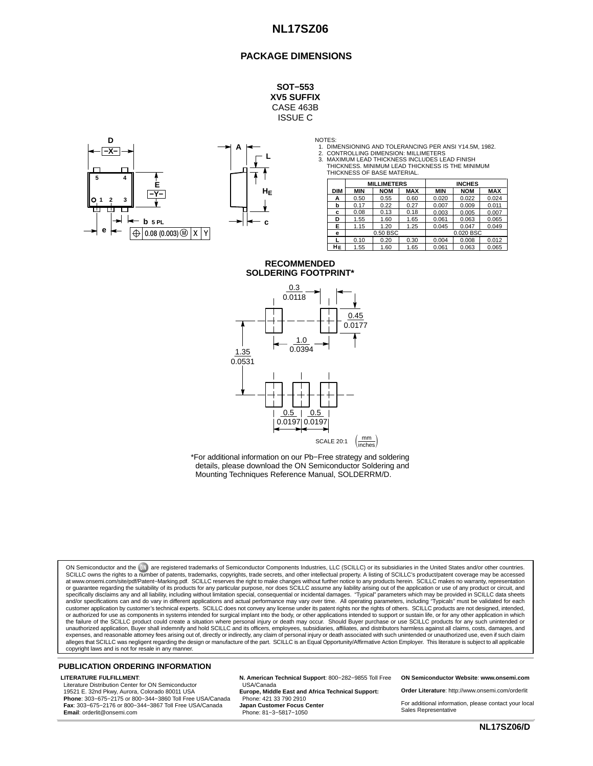## PACKAGE DIMENSIONS

**SOT−553**
**XV5 SUFFIX**
CASE 463B
ISSUE C

D
−X−
5 4
E
−Y−
1 2 3
b 5 PL
e
0.08 (0.003) M X Y
A
L
$H_E$
c

NOTES:
1. DIMENSIONING AND TOLERANCING PER ANSI Y14.5M, 1982.
2. CONTROLLING DIMENSION: MILLIMETERS
3. MAXIMUM LEAD THICKNESS INCLUDES LEAD FINISH THICKNESS. MINIMUM LEAD THICKNESS IS THE MINIMUM THICKNESS OF BASE MATERIAL.

| | MILLIMETERS | | | INCHES | | |
|---|---|---|---|---|---|---|
| DIM | MIN | NOM | MAX | MIN | NOM | MAX |
| A | 0.50 | 0.55 | 0.60 | 0.020 | 0.022 | 0.024 |
| b | 0.17 | 0.22 | 0.27 | 0.007 | 0.009 | 0.011 |
| c | 0.08 | 0.13 | 0.18 | 0.003 | 0.005 | 0.007 |
| D | 1.55 | 1.60 | 1.65 | 0.061 | 0.063 | 0.065 |
| E | 1.15 | 1.20 | 1.25 | 0.045 | 0.047 | 0.049 |
| e | 0.50 BSC | | | 0.020 BSC | | |
| L | 0.10 | 0.20 | 0.30 | 0.004 | 0.008 | 0.012 |
| $H_E$ | 1.55 | 1.60 | 1.65 | 0.061 | 0.063 | 0.065 |

### RECOMMENDED SOLDERING FOOTPRINT*

0.3
0.0118
0.45
0.0177
1.0
0.0394
1.35
0.0531
0.5
0.0197
0.5
0.0197
SCALE 20:1 (mm / inches)

*For additional information on our Pb−Free strategy and soldering details, please download the ON Semiconductor Soldering and Mounting Techniques Reference Manual, SOLDERRM/D.

ON Semiconductor and the ON logo are registered trademarks of Semiconductor Components Industries, LLC (SCILLC) or its subsidiaries in the United States and/or other countries. SCILLC owns the rights to a number of patents, trademarks, copyrights, trade secrets, and other intellectual property. A listing of SCILLC's product/patent coverage may be accessed at www.onsemi.com/site/pdf/Patent−Marking.pdf. SCILLC reserves the right to make changes without further notice to any products herein. SCILLC makes no warranty, representation or guarantee regarding the suitability of its products for any particular purpose, nor does SCILLC assume any liability arising out of the application or use of any product or circuit, and specifically disclaims any and all liability, including without limitation special, consequential or incidental damages. "Typical" parameters which may be provided in SCILLC data sheets and/or specifications can and do vary in different applications and actual performance may vary over time. All operating parameters, including "Typicals" must be validated for each customer application by customer's technical experts. SCILLC does not convey any license under its patent rights nor the rights of others. SCILLC products are not designed, intended, or authorized for use as components in systems intended for surgical implant into the body, or other applications intended to support or sustain life, or for any other application in which the failure of the SCILLC product could create a situation where personal injury or death may occur. Should Buyer purchase or use SCILLC products for any such unintended or unauthorized application, Buyer shall indemnify and hold SCILLC and its officers, employees, subsidiaries, affiliates, and distributors harmless against all claims, costs, damages, and expenses, and reasonable attorney fees arising out of, directly or indirectly, any claim of personal injury or death associated with such unintended or unauthorized use, even if such claim alleges that SCILLC was negligent regarding the design or manufacture of the part. SCILLC is an Equal Opportunity/Affirmative Action Employer. This literature is subject to all applicable copyright laws and is not for resale in any manner.

### PUBLICATION ORDERING INFORMATION

**LITERATURE FULFILLMENT**:
Literature Distribution Center for ON Semiconductor
19521 E. 32nd Pkwy, Aurora, Colorado 80011 USA
**Phone**: 303−675−2175 or 800−344−3860 Toll Free USA/Canada
**Fax**: 303−675−2176 or 800−344−3867 Toll Free USA/Canada
**Email**: orderlit@onsemi.com

**N. American Technical Support**: 800−282−9855 Toll Free USA/Canada
**Europe, Middle East and Africa Technical Support:**
Phone: 421 33 790 2910
**Japan Customer Focus Center**
Phone: 81−3−5817−1050

**ON Semiconductor Website**: **www.onsemi.com**

**Order Literature**: http://www.onsemi.com/orderlit

For additional information, please contact your local Sales Representative

**NL17SZ06/D**